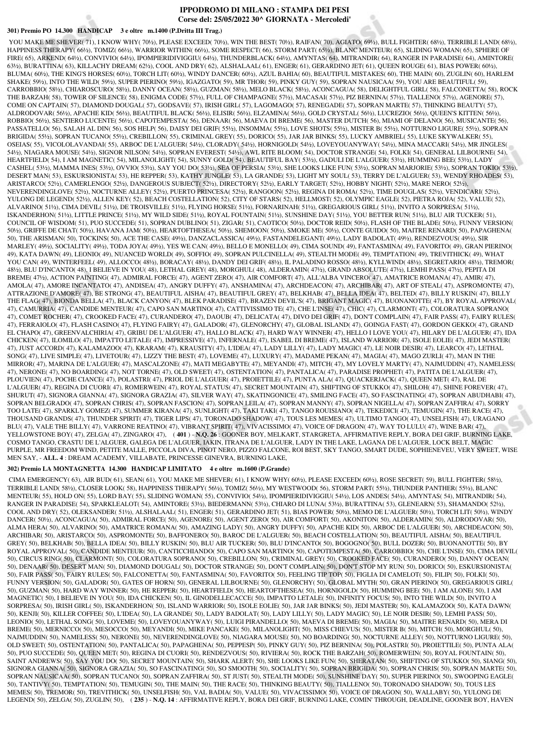# IPPODROMO DI MILANO : STAMPA DEI PESI

## Corse del: 25/05/2022 30^ GIORNATA - Mercoledi'

### 301) Premio PO 14.300 HANDICAP 3 e oltre m.1400 (P.Dritta III Trag.)

YOU MAKE ME SHEVER( 71), I KNOW WHY( 70½), PLEASE EXCEED( 70½), WIN THE BEST( 70½), RAIFAN( 70), AGIATO( 69½), BULL FIGHTER( 68½), TERRIBLE LAND( 68½), HAPPINESS THERAPY( 66½), TOMIZ( 66½), WARRIOR WITHIN( 66½), SOME RESPECT( 66), STORM PART( 65½), BLANC MENTEUR( 65), SLIDING WOMAN( 65), SPHERE OF FIRE( 65), ARKEND( 64½), CONVIVIO( 64½), IPOMPIERIDIVIGGIU( 64½), THUNDERBLACK( 64½), AMYNTAS( 64), MITRANDIR( 64), RANGER IN PARADISE( 64), AMINTORE( 63½), BURATTINA( 63), KILLACHY DREAM( 62½), COOL AND DRY( 62), ALSHALAAL( 61), ENGER( 61), GERARDINO JET( 61), QUEEN ROUGE( 61), BIAS POWER( 60½), BLUMA( 60½), THE KING'S HORSES( 60½), TORCH LIT( 60½), WINDY DANCER( 60½), AZUL BAHIA( 60), BEAUTIFUL MISTAKES( 60), THE MAIN( 60), ZUGLIN( 60), HARLEM SHAKE( 59½), INTO THE WILD( 59½), SUPER PIERINO( 59½), IGAZGATO( 59), MR THOR( 59), PINKY GUY( 59), SOPRAN NAUSICAA( 59), YOU ARE BEAUTIFUL( 59), CARROBBIO( 58½), CHIAROSCURO( 58½), DANNY OCEAN( 58½), GUZMAN( 58½), MELO BLACK( 58½), ACONCAGUA( 58), DELIGHTFUL GIRL( 58), FALCONETTA( 58), ROCK THE BARZAH( 58), TOWER OF SILENCE( 58), ENIGMA CODE( 57½), FULL OF CHAMPAGNE( 57½), MACASAI( 57½), PIZ BERNINA( 57½), TIALLENO( 57½), AGENORE( 57), COME ON CAPTAIN( 57), DIAMOND DOUGAL( 57), GODSAVE( 57), IRISH GIRL( 57), LAGOMAGO( 57), RENEGADE( 57), SOPRAN MARTE( 57), THINKING BEAUTY( 57), ALDRODOVAR( 56½), APACHE KID( 56½), BEAUTIFUL BLACK( 56½), ELISIR( 56½), ELZAMINA( 56½), GOLD CRYSTAL( 56½), LUCREZIO( 56½), QUEEN'S KITTEN( 56½), ROBBIO( 56½), SENTIERO LUCENTE( 56½), CAPOTEMPESTA( 56), DENAAR( 56), MAEVA DI BREME( 56), MASTER DUTCH( 56), MIAMI OF DELANO( 56), MUSICANTE( 56), PASSATELLO( 56), SALAH AL DIN( 56), SOS HELP( 56), DAISY DEI GRIF( 55½), INSOMMA( 55½), LOVE SHOTS( 55½), MISTER B( 55½), NOTTURNO LIGURE( 55½), SOPRAN BRIGIDA( 55½), SOPRAN TUCANO( 55½), CREBILLON( 55), CRIMINAL GREY( 55), DORICO( 55), JAR JAR BINKS( 55), LUCKY AMBRIEL( 55), LUKE SKYWALKER( 55), OSEIAS( 55), VICOLOLAVANDAI( 55), ARBOC DE L'ALGUER( 54½), CLORADY( 54½), HORNIGOLD( 54½), LOVEYOUANYWAY( 54½), MINA MACCARI( 54½), MR JINGLES( 54½), NIAGARA MOUSE( 54½), SIGNOR NILSON( 54½), SOPRAN EVEREST( 54½), AWL RITE BLOOM( 54), DOCTOR STRANGE( 54), FOLKI( 54), GENERAL LILBOURNE( 54), HEARTFIELD( 54), I AM MAGNETIC( 54), MILANOLIGHT( 54), SUNNY GOLD( 54), BEAUTIFUL BAY( 53½), GADULI DE L'ALGUER( 53½), HUMMING BEE( 53½), LADY CASHEL( 53½), MAMMA INES( 53½), OVVIO( 53½), SAY YOU DO( 53½), SEA OF PERSIA( 53½), SHE LOOKS LIKE FUN( 53½), SOPRAN MARJORIE( 53½), SOPRAN TOKIO( 53½), DESERT MAN( 53), ESKURSIONISTA( 53), HE REPPER( 53), KATHY JUNGLE( 53), LA GRANDE( 53), LIGHT MY SOUL( 53), TERRY DE L'ALGUER( 53), WENDY RHOADES( 53), ARISTARCO( 52½), CAMERLENGO( 52½), DANGEROUS SUBJECT( 52½), DIRECTORY( 52½), EARLY TARGET( 52½), HOBBY NIGHT( 52½), MARE NERO( 52½), NEVERENDINGLOVE( 52½), NOCTURNE ALLEY( 52½), PUERTO PRINCESA( 52½), RANGOON( 52½), REGINA DI ROMA( 52½), TIME DOUGLAS( 52½), VENDICARI( 52½), YULONG DE LEGEND( 52½), ALLEN KEY( 52), BEACH COSTELLATION( 52), CITY OF STARS( 52), HELLMOST( 52), OLYMPIC EAGLE( 52), PIETRA ROJA( 52), VALUE( 52), ALVARINO( 51½), CIMA DEVIL( 51½), DE TROISVILLE( 51½), FLYING HORSE( 51½), FORNARINAH( 51½), GREGARIOUS GIRL( 51½), INVITO A SORPRESA( 51½), ISKANDERHON( 51½), LITTLE PRINCE( 51½), MY WILD SIDE( 51½), ROYAL FOUNTAIN( 51½), SUNSHINE DAY( 51½), YOU BETTER RUN( 51½), BLU AIR TUCKER( 51), COUNCIL OF WISDOM( 51), PUO SUCCEDE( 51), SOPRAN DUBLINO( 51), ZIGAR( 51), CAOTICO( 50½), DOCTOR REID( 50½), FLASH OF THE BLADE( 50½), FUNNY VERSION( 50½), GRIFFE DE CHAT( 50½), HAVANA JAM( 50½), HEARTOFTHESEA( 50½), SHEMOON( 50½), SMOKE ME( 50½), CONTE GUIDO( 50), MAITRE RENARD( 50), PAPAGHENA( 50), THE ARISMAN( 50), TOCKINS( 50), ACE THE CASE( 49½), DANZACLASSICA( 49½), FASTANDELEGANT( 49½), LADY BADOLAT( 49½), RENDEZVOUS( 49½), SIR MARLEY( 49½), SOCIALITY( 49½), TODA JOYA( 49½), YES WE CAN( 49½), BELLO E MONELLO( 49), CIMA SOUND( 49), FANTASMINA( 49), FAVORITO( 49), GRAN PIERINO( 49), KATA DAWN( 49), LEONIO( 49), NUANCED WORLD( 49), SOFFIO( 49), SOPRAN PULCINELLA( 49), STEALTH MODE( 49), TEMPTATION( 49), TREVITHICK( 49), WHAT YOU CAN( 49), WINTERFEEL( 49), ALLOCCO( 48½), BORACAY( 48½), DANDY DEI GRIF( 48½), IL PALADINO ROSSO( 48½), KYLLWIND( 48½), SEGRETARIO( 48½), TREMOR( 48½), BLU D'INCANTO( 48), I BELIEVE IN YOU( 48), LETHAL GREY( 48), MORGHUL( 48), ALDERAMIN( 47½), GRAND ABSOLUTE( 47½), LEMHI PASS( 47½), PEPITA DI BREME( 47½), ACTION PAINTING( 47), ADMIRAL FORCE( 47), AGENT ZERO( 47), AIR COMFORT( 47), ALL'ALBA VINCERO( 47), AMATRICE ROMANA( 47), AMIR( 47), AMOLA( 47), AMORE INCANTATO( 47), ANDISEA( 47), ANGRY DUFFY( 47), ANSHAMINA( 47), ARCHDEACON( 47), ARCHIBAR( 47), ART OF STEAL( 47), ASPROMONTE( 47), ATTRAZIONE D'AMORE( 47), BE STRONG( 47), BEAUTIFUL AISHA( 47), BEAUTIFUL GREY( 47), BELKHAB( 47), BELLA IDEA( 47), BELTED( 47), BILLY RUSKIN( 47), BILLY THE FLAG( 47), BIONDA BELLA( 47), BLACK CANYON( 47), BLEK PARADISE( 47), BRAZEN DEVIL'S( 47), BRIGANT MAGIC( 47), BUONANOTTE( 47), BY ROYAL APPROVAL( 47), CAMURRIA( 47), CANDIDE MENTEUR( 47), CAPO SAN MARTINO( 47), CATTIVISSIMO TE( 47), CHE L'INSE( 47), CHIC( 47), CLARMONT( 47), COLORATURA SOPRANO( 47), COMET ROCHER( 47), CROOKED FACE( 47), CURANDERO( 47), DAOUB( 47), DELICATA( 47), DIVO DEI GRIF( 47), DON'T COMPLAIN( 47), FAIR PASS( 47), FAIRY RULES( 47), FERRAIOLO( 47), FLASH CASINO( 47), FLYING FAIRY( 47), GALADOR( 47), GLENORCHY( 47), GLOBAL ISLAND( 47), GOINGA FAST( 47), GORDON GEKKO( 47), GRAND EL CHAPO( 47), GREENVALCHIRIA( 47), GRIBU DE L'ALGUER( 47), HALLO BLACK( 47), HARD WAY WINNER( 47), HELLO I LOVE YOU( 47), HILARY DE L'ALGUER( 47), IDA CHICKEN( 47), ILOMILO( 47), IMPATTO LETALE( 47), IMPRESSIVE( 47), INFERNALE( 47), ISABEL DI BREME( 47), ISLAND WARRIOR( 47), ISOLE EOLIE( 47), JEDI MASTER( 47), JUST ACCORD( 47), KALAMAZOO( 47), KRARAM( 47), KRAUSITY( 47), L'IDEA( 47), LADY LILLY( 47), LADY MAGIC( 47), LE NOIR DESIR( 47), LEARCO( 47), LETHAL SONG( 47), LIVE SIMPLE( 47), LIVETOUR( 47), LIZZY THE BEST( 47), LOVEME( 47), LUXURY( 47), MADAME PEKAN( 47), MAGIA( 47), MAGO ZURLI( 47), MAN IN THE MIRROR( 47), MARINA DE L'ALGUER( 47), MASCALZONE( 47), MATI MEGABYTE( 47), MEYANDI( 47), MITCH( 47), MY LOVELY MARTY( 47), NAJMUDDIN( 47), NAMELESS( 47), NERONE( 47), NO BOARDING( 47), NOT TORNE( 47), OLD SWEET( 47), OSTENTATION( 47), PANTALICA( 47), PARADISE PROPHET( 47), PATITA DE L'ALGUER( 47), PLOUVIEN( 47), POCHE CIANCE( 47), POLASTRI( 47), PRIOL DE L'ALGUER( 47), PROIETTILE( 47), PUNTA ALA( 47), QUACKERJACK( 47), QUEEN MET( 47), RAL DE L'ALGUER( 47), REGINA DI CUORI( 47), ROMERWEIN( 47), ROYAL STATUS( 47), SECRET MOUNTAIN( 47), SHIFTING OF STUKKO( 47), SHILOH( 47), SHINE FOREVER( 47), SHURUT( 47), SIGNORA GIANNA( 47), SIGNORA GRAZIA( 47), SILVER WAY( 47), SKATINGONICE( 47), SMILING FACE( 47), SO FASCINATING( 47), SOPRAN ABUDHABI( 47), SOPRAN BELGRADO( 47), SOPRAN CHRIS( 47), SOPRAN FASCION( 47), SOPRAN LEILA( 47), SOPRAN MANNY( 47), SOPRAN NIGELLA( 47), SOPRAN ZAFFIRA( 47), SORRY TOO LATE( 47), SPARKLY GOMEZ( 47), SUMMER KIRANA( 47), SUNLIGHT( 47), TAKI TAKI( 47), TANGO ROUISIANO( 47), TEKEDICI( 47), TEMUGIN( 47), THE RACE( 47), THOUSAND GRANDS( 47), THUNDER SPIRIT( 47), TIGER LIPS( 47), TORONADO SHADOW( 47), TOUS LES MEMES( 47), ULTIMO TANGO( 47), UNSELFISH( 47), URAGANO BLU( 47), VALE THE BILLY( 47), VARRONE REATINO( 47), VIBRANT SPIRIT( 47), VIVACISSIMO( 47), VOICE OF DRAGON( 47), WAY TO LULU( 47), WINE BAR( 47), YELLOWSTONE BOY( 47), ZELGA( 47), ZINGARO( 47), **( 401 )** - **N.Q. 26** : GOONER BOY, MELKART, STARGRETA, AFFIRMATIVE REPLY, BORA DEI GRIF, BURNING LAKE, COSMO TANGO, CRASTU DE L'ALGUER, GALEGA DE L'ALGUER, IAKIN, ITRANA DE L'ALGUER, LADY IN THE LAKE, LAGANA DE L'ALGUER, LOCK BELT, MAGIC PURPLE, MR FREEDOM WIND, PETITE MALLE, PICCOLA DIVA, PINOT NERO, PIZZO FALCONE, ROI BEST, SKY TANGO, SMART DUDE, SOPHIENEVEU, VERY SWEET, WISE MEN SAY, - **ALL. 4** : DREAM ACADEMY, VILLABATE, PRINCESSE GINEVRA, BURNING LAKE,

### 302) Premio LA MONTAGNETTA 14.300 HANDICAP LIMITATO 4 e oltre m.1600 (P.Grande)

CIMA EMERGENCY( 63), AIR BUD( 61), SEAN( 61), YOU MAKE ME SHEVER( 61), I KNOW WHY( 60½), PLEASE EXCEED( 60½), ROSE SECRET( 59), BULL FIGHTER( 58½), TERRIBLE LAND( 58½), CLOSER LOOK( 58), HAPPINESS THERAPY( 56½), TOMIZ( 56½), MY WESTWOOD( 56), STORM PART( 55½), THUNDER PANTHER( 55½), BLANC MENTEUR( 55), HOLD ON( 55), LORD BAY( 55), SLIDING WOMAN( 55), CONVIVIO( 54½), IPOMPIERIDIVIGGIU( 54½), LOS ANDES( 54½), AMYNTAS( 54), MITRANDIR( 54), RANGER IN PARADISE( 54), SPARKLEALOT( 54), AMINTORE( 53½), BIEDERMANN( 53½), CHIARO DI LUNA( 53½), BURATTINA( 53), GLENEARN( 53), SHAMANDO( 52½), COOL AND DRY( 52), OLEKSANDER( 51½), ALSHALAAL( 51), ENGER( 51), GERARDINO JET( 51), BIAS POWER( 50½), MEMO DE L'ALGUER( 50½), TORCH LIT( 50½), WINDY DANCER( 50½), ACONCAGUA( 50), ADMIRAL FORCE( 50), AGENORE( 50), AGENT ZERO( 50), AIR COMFORT( 50), AKONITON( 50), ALDERAMIN( 50), ALDRODOVAR( 50), ALMA HERA( 50), ALVARINO( 50), AMATRICE ROMANA( 50), AMAZING LADY( 50), ANGRY DUFFY( 50), APACHE KID( 50), ARBOC DE L'ALGUER( 50), ARCHDEACON( 50), ARCHIBAR( 50), ARISTARCO( 50), ASPROMONTE( 50), BAFFONERO( 50), BAROC DE L'ALGUER( 50), BEACH COSTELLATION( 50), BEAUTIFUL AISHA( 50), BEAUTIFUL GREY( 50), BELKHAB( 50), BELLA IDEA( 50), BILLY RUSKIN( 50), BLU AIR TUCKER( 50), BLU D'INCANTO( 50), BOGOGNO( 50), BULL DOZER( 50), BUONANOTTE( 50), BY ROYAL APPROVAL( 50), CANDIDE MENTEUR( 50), CANTICCHIANDO( 50), CAPO SAN MARTINO( 50), CAPOTEMPESTA( 50), CARROBBIO( 50), CHE L'INSE( 50), CIMA DEVIL( 50), CIRCUS RING( 50), CLARMONT( 50), COLORATURA SOPRANO( 50), CREBILLON( 50), CRIMINAL GREY( 50), CROOKED FACE( 50), CURANDERO( 50), DANNY OCEAN( 50), DENAAR( 50), DESERT MAN( 50), DIAMOND DOUGAL( 50), DOCTOR STRANGE( 50), DON'T COMPLAIN( 50), DON'T STOP MY RUN( 50), DORICO( 50), ESKURSIONISTA( 50), FAIR PASS( 50), FAIRY RULES( 50), FALCONETTA( 50), FANTASMINA( 50), FAVORITO( 50), FEELING TIP TOP( 50), FIGLIA DI CAMELOT( 50), FILIP( 50), FOLKI( 50), FUNNY VERSION( 50), GALADOR( 50), GATES OF HORN( 50), GENERAL LILBOURNE( 50), GLENORCHY( 50), GLOBAL MYTH( 50), GRAN PIERINO( 50), GREGARIOUS GIRL( 50), GUZMAN( 50), HARD WAY WINNER( 50), HE REPPER( 50), HEARTFIELD( 50), HEARTOFTHESEA( 50), HORNIGOLD( 50), HUMMING BEE( 50), I AM ALONE( 50), I AM MAGNETIC( 50), I BELIEVE IN YOU( 50), IDA CHICKEN( 50), IL GINODELLECACCE( 50), IMPATTO LETALE( 50), INFINITY FOCUS( 50), INTO THE WILD( 50), INVITO A SORPRESA( 50), IRISH GIRL( 50), ISKANDERHON( 50), ISLAND WARRIOR( 50), ISOLE EOLIE( 50), JAR JAR BINKS( 50), JEDI MASTER( 50), KALAMAZOO( 50), KATA DAWN( 50), KENJI( 50), KILLER COFFEE( 50), L'IDEA( 50), LA GRANDE( 50), LADY BADOLAT( 50), LADY LILLY( 50), LADY MAGIC( 50), LE NOIR DESIR( 50), LEMHI PASS( 50), LEONIO( 50), LETHAL SONG( 50), LOVEME( 50), LOVEYOUANYWAY( 50), LUIGI PIRANDELLO( 50), MAEVA DI BREME( 50), MAGIA( 50), MAITRE RENARD( 50), MERA DI BREME( 50), MERNICCO( 50), MESOCCO( 50), MEYANDI( 50), MIKE PANCAKE( 50), MILANOLIGHT( 50), MISS CHIEVUS( 50), MISTER B( 50), MITCH( 50), MORGHUL( 50), NAJMUDDIN( 50), NAMELESS( 50), NERONE( 50), NEVERENDINGLOVE( 50), NIAGARA MOUSE( 50), NO BOARDING( 50), NOCTURNE ALLEY( 50), NOTTURNO LIGURE( 50), OLD SWEET( 50), OSTENTATION( 50), PANTALICA( 50), PAPAGHENA( 50), PEPPESP( 50), PINKY GUY( 50), PIZ BERNINA( 50), POLASTRI( 50), PROIETTILE( 50), PUNTA ALA( 50), PUO SUCCEDE( 50), QUEEN MET( 50), REGINA DI CUORI( 50), RENDEZVOUS( 50), RIVIERA( 50), ROCK THE BARZAH( 50), ROMERWEIN( 50), ROYAL FOUNTAIN( 50), SAINT ANDREWS( 50), SAY YOU DO( 50), SECRET MOUNTAIN( 50), SHARK ALERT( 50), SHE LOOKS LIKE FUN( 50), SHERATAN( 50), SHIFTING OF STUKKO( 50), SIANG( 50), SIGNORA GIANNA( 50), SIGNORA GRAZIA( 50), SO FASCINATING( 50), SO SMOOTH( 50), SOCIALITY( 50), SOPRAN BRIGIDA( 50), SOPRAN CHRIS( 50), SOPRAN MARTE( 50), SOPRAN NAUSICAA( 50), SOPRAN TUCANO( 50), SOPRAN ZAFFIRA( 50), ST JUST( 50), STEALTH MODE( 50), SUNSHINE DAY( 50), SUPER PIERINO( 50), SWOOPING EAGLE( 50), TANTIVY( 50), TEMPTATION( 50), TEMUGIN( 50), THE MAIN( 50), THE RACE( 50), THINKING BEAUTY( 50), TIALLENO( 50), TORONADO SHADOW( 50), TOUS LES MEMES( 50), TREMOR( 50), TREVITHICK( 50), UNSELFISH( 50), VAL BADIA( 50), VALUE( 50), VIVACISSIMO( 50), VOICE OF DRAGON( 50), WALLABY( 50), YULONG DE LEGEND( 50), ZELGA( 50), ZUGLIN( 50), **( 235 )** - **N.Q. 14** : AFFIRMATIVE REPLY, BORA DEI GRIF, BURNING LAKE, COMIN' THROUGH, DEADLINE, GOONER BOY, HAVEN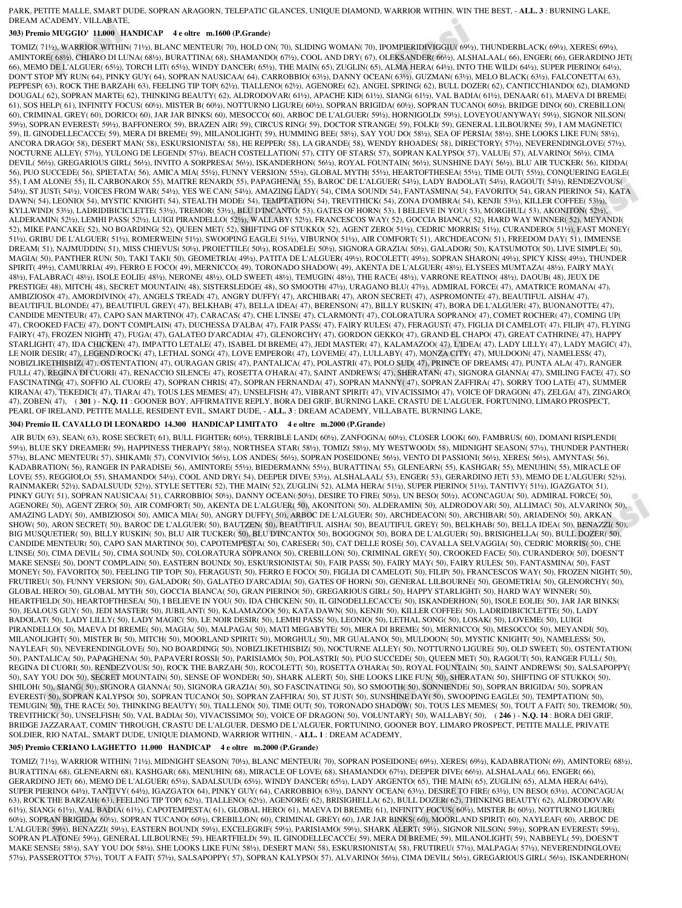PARK, PETITE MALLE, SMART DUDE, SOPRAN ARAGORN, TELEPATIC GLANCES, UNIQUE DIAMOND, WARRIOR WITHIN, WIN THE BEST, - **ALL. 3** : BURNING LAKE, DREAM ACADEMY, VILLABATE,

**303) Premio MUGGIO' 11.000 HANDICAP 4 e oltre m.1600 (P.Grande)**

TOMIZ( 71½), WARRIOR WITHIN( 71½), BLANC MENTEUR( 70), HOLD ON( 70), SLIDING WOMAN( 70), IPOMPIERIDIVIGGIU( 69½), THUNDERBLACK( 69½), XERES( 69½), AMINTORE( 68½), CHIARO DI LUNA( 68½), BURATTINA( 68), SHAMANDO( 67½), COOL AND DRY( 67), OLEKSANDER( 66½), ALSHALAAL( 66), ENGER( 66), GERARDINO JET( 66), MEMO DE L'ALGUER( 65½), TORCH LIT( 65½), WINDY DANCER( 65½), THE MAIN( 65), ZUGLIN( 65), ALMA HERA( 64½), INTO THE WILD( 64½), SUPER PIERINO( 64½), DON'T STOP MY RUN( 64), PINKY GUY( 64), SOPRAN NAUSICAA( 64), CARROBBIO( 63½), DANNY OCEAN( 63½), GUZMAN( 63½), MELO BLACK( 63½), FALCONETTA( 63), PEPPESP( 63), ROCK THE BARZAH( 63), FEELING TIP TOP( 62½), TIALLENO( 62½), AGENORE( 62), ANGEL SPRING( 62), BULL DOZER( 62), CANTICCHIANDO( 62), DIAMOND DOUGAL( 62), SOPRAN MARTE( 62), THINKING BEAUTY( 62), ALDRODOVAR( 61½), APACHE KID( 61½), SIANG( 61½), VAL BADIA( 61½), DENAAR( 61), MAEVA DI BREME( 61), SOS HELP( 61), INFINITY FOCUS( 60½), MISTER B( 60½), NOTTURNO LIGURE( 60½), SOPRAN BRIGIDA( 60½), SOPRAN TUCANO( 60½), BRIDGE DINO( 60), CREBILLON( 60), CRIMINAL GREY( 60), DORICO( 60), JAR JAR BINKS( 60), MESOCCO( 60), ARBOC DE L'ALGUER( 59½), HORNIGOLD( 59½), LOVEYOUANYWAY( 59½), SIGNOR NILSON( 59½), SOPRAN EVEREST( 59½), BAFFONERO( 59), BRAZEN AIR( 59), CIRCUS RING( 59), DOCTOR STRANGE( 59), FOLKI( 59), GENERAL LILBOURNE( 59), I AM MAGNETIC( 59), IL GINODELLECACCE( 59), MERA DI BREME( 59), MILANOLIGHT( 59), HUMMING BEE( 58½), SAY YOU DO( 58½), SEA OF PERSIA( 58½), SHE LOOKS LIKE FUN( 58½), ANCORA DRAGO( 58), DESERT MAN( 58), ESKURSIONISTA( 58), HE REPPER( 58), LA GRANDE( 58), WENDY RHOADES( 58), DIRECTORY( 57½), NEVERENDINGLOVE( 57½), NOCTURNE ALLEY( 57½), YULONG DE LEGEND( 57½), BEACH COSTELLATION( 57), CITY OF STARS( 57), SOPRAN KALYPSO( 57), VALUE( 57), ALVARINO( 56½), CIMA DEVIL( 56½), GREGARIOUS GIRL( 56½), INVITO A SORPRESA( 56½), ISKANDERHON( 56½), ROYAL FOUNTAIN( 56½), SUNSHINE DAY( 56½), BLU AIR TUCKER( 56), KIDDA( 56), PUO SUCCEDE( 56), SPIETATA( 56), AMICA MIA( 55½), FUNNY VERSION( 55½), GLOBAL MYTH( 55½), HEARTOFTHESEA( 55½), TIME OUT( 55½), CONQUERING EAGLE( 55), I AM ALONE( 55), IL CARBONARO( 55), MAITRE RENARD( 55), PAPAGHENA( 55), BAROC DE L'ALGUER( 54½), LADY BADOLAT( 54½), RAGOUT( 54½), RENDEZVOUS( 54½), ST JUST( 54½), VOICES FROM WAR( 54½), YES WE CAN( 54½), AMAZING LADY( 54), CIMA SOUND( 54), FANTASMINA( 54), FAVORITO( 54), GRAN PIERINO( 54), KATA DAWN( 54), LEONIO( 54), MYSTIC KNIGHT( 54), STEALTH MODE( 54), TEMPTATION( 54), TREVITHICK( 54), ZONA D'OMBRA( 54), KENJI( 53½), KILLER COFFEE( 53½), KYLLWIND( 53½), LADRIDIBICICLETTE( 53½), TREMOR( 53½), BLU D'INCANTO( 53), GATES OF HORN( 53), I BELIEVE IN YOU( 53), MORGHUL( 53), AKONITON( 52½), ALDERAMIN( 52½), LEMHI PASS( 52½), LUIGI PIRANDELLO( 52½), WALLABY( 52½), FRANCESCOS WAY( 52), GOCCIA BIANCA( 52), HARD WAY WINNER( 52), MEYANDI( 52), MIKE PANCAKE( 52), NO BOARDING( 52), QUEEN MET( 52), SHIFTING OF STUKKO( 52), AGENT ZERO( 51½), CEDRIC MORRIS( 51½), CURANDERO( 51½), FAST MONEY( 51½), GRIBU DE L'ALGUER( 51½), ROMERWEIN( 51½), SWOOPING EAGLE( 51½), VIBURNO( 51½), AIR COMFORT( 51), ARCHDEACON( 51), FREEDOM DAY( 51), IMMENSE DREAM( 51), NAJMUDDIN( 51), MISS CHIEVUS( 50½), PROIETTILE( 50½), ROSADELE( 50½), SIGNORA GRAZIA( 50½), GALADOR( 50), KATSUMOTO( 50), LIVE SIMPLE( 50), MAGIA( 50), PANTHER RUN( 50), TAKI TAKI( 50), GEOMETRIA( 49½), PATITA DE L'ALGUER( 49½), ROCOLETT( 49½), SOPRAN SHARON( 49½), SPICY KISS( 49½), THUNDER SPIRIT( 49½), CAMURRIA( 49), FERRO E FOCO( 49), MERNICCO( 49), TORONADO SHADOW( 49), AKENTA DE L'ALGUER( 48½), ELYSEES MUMTAZA( 48½), FAIRY MAY( 48½), FALABRAC( 48½), ISOLE EOLIE( 48½), NERONE( 48½), OLD SWEET( 48½), TEMUGIN( 48½), THE RACE( 48½), VARRONE REATINO( 48½), DAOUB( 48), JEUX DE PRESTIGE( 48), MITCH( 48), SECRET MOUNTAIN( 48), SISTERSLEDGE( 48), SO SMOOTH( 47½), URAGANO BLU( 47½), ADMIRAL FORCE( 47), AMATRICE ROMANA( 47), AMBIZIOSO( 47), AMORDIVINO( 47), ANGELS TREAD( 47), ANGRY DUFFY( 47), ARCHIBAR( 47), ARON SECRET( 47), ASPROMONTE( 47), BEAUTIFUL AISHA( 47), BEAUTIFUL BLONDE( 47), BEAUTIFUL GREY( 47), BELKHAB( 47), BELLA IDEA( 47), BERENSON( 47), BILLY RUSKIN( 47), BORA DE L'ALGUER( 47), BUONANOTTE( 47), CANDIDE MENTEUR( 47), CAPO SAN MARTINO( 47), CARACAS( 47), CHE L'INSE( 47), CLARMONT( 47), COLORATURA SOPRANO( 47), COMET ROCHER( 47), COMING UP( 47), CROOKED FACE( 47), DON'T COMPLAIN( 47), DUCHESSA D'ALBA( 47), FAIR PASS( 47), FAIRY RULES( 47), FERAGUST( 47), FIGLIA DI CAMELOT( 47), FILIP( 47), FLYING FAIRY( 47), FROZEN NIGHT( 47), FUGA( 47), GALATEO D'ARCADIA( 47), GLENORCHY( 47), GORDON GEKKO( 47), GRAND EL CHAPO( 47), GREAT CATHRINE( 47), HAPPY STARLIGHT( 47), IDA CHICKEN( 47), IMPATTO LETALE( 47), ISABEL DI BREME( 47), JEDI MASTER( 47), KALAMAZOO( 47), L'IDEA( 47), LADY LILLY( 47), LADY MAGIC( 47), LE NOIR DESIR( 47), LEGEND ROCK( 47), LETHAL SONG( 47), LOVE EMPEROR( 47), LOVEME( 47), LULLABY( 47), MONZA CITY( 47), MULDOON( 47), NAMELESS( 47), NOBIZLIKETHISBIZ( 47), OSTENTATION( 47), OURAGAN GRIS( 47), PANTALICA( 47), POLASTRI( 47), POLO SUD( 47), PRINCE OF DREAMS( 47), PUNTA ALA( 47), RANGER FULL( 47), REGINA DI CUORI( 47), RENACCIO SILENCE( 47), ROSETTA O'HARA( 47), SAINT ANDREWS( 47), SHERATAN( 47), SIGNORA GIANNA( 47), SMILING FACE( 47), SO FASCINATING( 47), SOFFIO AL CUORE( 47), SOPRAN CHRIS( 47), SOPRAN FERNANDA( 47), SOPRAN MANNY( 47), SOPRAN ZAFFIRA( 47), SORRY TOO LATE( 47), SUMMER KIRANA( 47), TEKEDICI( 47), TIARA( 47), TOUS LES MEMES( 47), UNSELFISH( 47), VIBRANT SPIRIT( 47), VIVACISSIMO( 47), VOICE OF DRAGON( 47), ZELGA( 47), ZINGARO( 47), ZOBEN( 47), ( **301** ) - **N.Q. 11** : GOONER BOY, AFFIRMATIVE REPLY, BORA DEI GRIF, BURNING LAKE, CRASTU DE L'ALGUER, FORTUNINO, LIMARO PROSPECT, PEARL OF IRELAND, PETITE MALLE, RESIDENT EVIL, SMART DUDE, - **ALL. 3** : DREAM ACADEMY, VILLABATE, BURNING LAKE,

**304) Premio IL CAVALLO DI LEONARDO 14.300 HANDICAP LIMITATO 4 e oltre m.2000 (P.Grande)**

AIR BUD( 63), SEAN( 63), ROSE SECRET( 61), BULL FIGHTER( 60½), TERRIBLE LAND( 60½), ZANFOGNA( 60½), CLOSER LOOK( 60), FAMBRUS( 60), DOMANI RISPLENDI( 59½), BLUE SKY DREAMER( 59), HAPPINESS THERAPY( 58½), NORTHSEA STAR( 58½), TOMIZ( 58½), MY WESTWOOD( 58), MIDNIGHT SEASON( 57½), THUNDER PANTHER( 57½), BLANC MENTEUR( 57), SHIKAMI( 57), CONVIVIO( 56½), LOS ANDES( 56½), SOPRAN POSEIDONE( 56½), VENTO DI PASSIONI( 56½), XERES( 56½), AMYNTAS( 56), KADABRATION( 56), RANGER IN PARADISE( 56), AMINTORE( 55½), BIEDERMANN( 55½), BURATTINA( 55), GLENEARN( 55), KASHGAR( 55), MENUHIN( 55), MIRACLE OF LOVE( 55), REGGIOLO( 55), SHAMANDO( 54½), COOL AND DRY( 54), DEEPER DIVE( 53½), ALSHALAAL( 53), ENGER( 53), GERARDINO JET( 53), MEMO DE L'ALGUER( 52½), RAINMAKER( 52½), SADALSUUD( 52½), STYLE SETTER( 52), THE MAIN( 52), ZUGLIN( 52), ALMA HERA( 51½), SUPER PIERINO( 51½), TANTIVY( 51½), IGAZGATO( 51), PINKY GUY( 51), SOPRAN NAUSICAA( 51), CARROBBIO( 50½), DANNY OCEAN( 50½), DESIRE TO FIRE( 50½), UN BESO( 50½), ACONCAGUA( 50), ADMIRAL FORCE( 50), AGENORE( 50), AGENT ZERO( 50), AIR COMFORT( 50), AKENTA DE L'ALGUER( 50), AKONITON( 50), ALDERAMIN( 50), ALDRODOVAR( 50), ALLIMAC( 50), ALVARINO( 50), AMAZING LADY( 50), AMBIZIOSO( 50), AMICA MIA( 50), ANGRY DUFFY( 50), ARBOC DE L'ALGUER( 50), ARCHDEACON( 50), ARCHIBAR( 50), ARIADENO( 50), ARKAN SHOW( 50), ARON SECRET( 50), BAROC DE L'ALGUER( 50), BAUTZEN( 50), BEAUTIFUL AISHA( 50), BEAUTIFUL GREY( 50), BELKHAB( 50), BELLA IDEA( 50), BENAZZI( 50), BIG MUSQUETIER( 50), BILLY RUSKIN( 50), BLU AIR TUCKER( 50), BLU D'INCANTO( 50), BOGOGNO( 50), BORA DE L'ALGUER( 50), BRISIGHELLA( 50), BULL DOZER( 50), CANDIDE MENTEUR( 50), CAPO SAN MARTINO( 50), CAPOTEMPESTA( 50), CARESER( 50), CAT DELLE ROSE( 50), CAVALLA SELVAGGIA( 50), CEDRIC MORRIS( 50), CHE L'INSE( 50), CIMA DEVIL( 50), CIMA SOUND( 50), COLORATURA SOPRANO( 50), CREBILLON( 50), CRIMINAL GREY( 50), CROOKED FACE( 50), CURANDERO( 50), DOESN'T MAKE SENSE( 50), DON'T COMPLAIN( 50), EASTERN BOUND( 50), ESKURSIONISTA( 50), FAIR PASS( 50), FAIRY MAY( 50), FAIRY RULES( 50), FANTASMINA( 50), FAST MONEY( 50), FAVORITO( 50), FEELING TIP TOP( 50), FERAGUST( 50), FERRO E FOCO( 50), FIGLIA DI CAMELOT( 50), FILIP( 50), FRANCESCOS WAY( 50), FROZEN NIGHT( 50), FRUTIREU( 50), FUNNY VERSION( 50), GALADOR( 50), GALATEO D'ARCADIA( 50), GATES OF HORN( 50), GENERAL LILBOURNE( 50), GEOMETRIA( 50), GLENORCHY( 50), GLOBAL HERO( 50), GLOBAL MYTH( 50), GOCCIA BIANCA( 50), GRAN PIERINO( 50), GREGARIOUS GIRL( 50), HAPPY STARLIGHT( 50), HARD WAY WINNER( 50), HEARTFIELD( 50), HEARTOFTHESEA( 50), I BELIEVE IN YOU( 50), IDA CHICKEN( 50), IL GINODELLECACCE( 50), ISKANDERHON( 50), ISOLE EOLIE( 50), JAR JAR BINKS( 50), JEALOUS GUY( 50), JEDI MASTER( 50), JUBILANT( 50), KALAMAZOO( 50), KATA DAWN( 50), KENJI( 50), KILLER COFFEE( 50), LADRIDIBICICLETTE( 50), LADY BADOLAT( 50), LADY LILLY( 50), LADY MAGIC( 50), LE NOIR DESIR( 50), LEMHI PASS( 50), LEONIO( 50), LETHAL SONG( 50), LOSAK( 50), LOVEME( 50), LUIGI PIRANDELLO( 50), MAEVA DI BREME( 50), MAGIA( 50), MALPAGA( 50), MATI MEGABYTE( 50), MERA DI BREME( 50), MERNICCO( 50), MESOCCO( 50), MEYANDI( 50), MILANOLIGHT( 50), MISTER B( 50), MITCH( 50), MOORLAND SPIRIT( 50), MORGHUL( 50), MR GUALANO( 50), MULDOON( 50), MYSTIC KNIGHT( 50), NAMELESS( 50), NAYLEAF( 50), NEVERENDINGLOVE( 50), NO BOARDING( 50), NOBIZLIKETHISBIZ( 50), NOCTURNE ALLEY( 50), NOTTURNO LIGURE( 50), OLD SWEET( 50), OSTENTATION( 50), PANTALICA( 50), PAPAGHENA( 50), PAPAVERI ROSSI( 50), PARISIAMO( 50), POLASTRI( 50), PUO SUCCEDE( 50), QUEEN MET( 50), RAGOUT( 50), RANGER FULL( 50), REGINA DI CUORI( 50), RENDEZVOUS( 50), ROCK THE BARZAH( 50), ROCOLETT( 50), ROSETTA O'HARA( 50), ROYAL FOUNTAIN( 50), SAINT ANDREWS( 50), SALSAPOPPY( 50), SAY YOU DO( 50), SECRET MOUNTAIN( 50), SENSE OF WONDER( 50), SHARK ALERT( 50), SHE LOOKS LIKE FUN( 50), SHERATAN( 50), SHIFTING OF STUKKO( 50), SHILOH( 50), SIANG( 50), SIGNORA GIANNA( 50), SIGNORA GRAZIA( 50), SO FASCINATING( 50), SO SMOOTH( 50), SONNIENDE( 50), SOPRAN BRIGIDA( 50), SOPRAN EVEREST( 50), SOPRAN KALYPSO( 50), SOPRAN TUCANO( 50), SOPRAN ZAFFIRA( 50), ST JUST( 50), SUNSHINE DAY( 50), SWOOPING EAGLE( 50), TEMPTATION( 50), TEMUGIN( 50), THE RACE( 50), THINKING BEAUTY( 50), TIALLENO( 50), TIME OUT( 50), TORONADO SHADOW( 50), TOUS LES MEMES( 50), TOUT A FAIT( 50), TREMOR( 50), TREVITHICK( 50), UNSELFISH( 50), VAL BADIA( 50), VIVACISSIMO( 50), VOICE OF DRAGON( 50), VOLUNTARY( 50), WALLABY( 50), ( **246** ) - **N.Q. 14** : BORA DEI GRIF, BRIDGE JAZZARAAT, COMIN' THROUGH, CRASTU DE L'ALGUER, DESMO DE L'ALGUER, FORTUNINO, GOONER BOY, LIMARO PROSPECT, PETITE MALLE, PRIVATE SOLDIER, RIO NATAL, SMART DUDE, UNIQUE DIAMOND, WARRIOR WITHIN, - **ALL. 1** : DREAM ACADEMY,

**305) Premio CERIANO LAGHETTO 11.000 HANDICAP 4 e oltre m.2000 (P.Grande)**

TOMIZ( 71½), WARRIOR WITHIN( 71½), MIDNIGHT SEASON( 70½), BLANC MENTEUR( 70), SOPRAN POSEIDONE( 69½), XERES( 69½), KADABRATION( 69), AMINTORE( 68½), BURATTINA( 68), GLENEARN( 68), KASHGAR( 68), MENUHIN( 68), MIRACLE OF LOVE( 68), SHAMANDO( 67½), DEEPER DIVE( 66½), ALSHALAAL( 66), ENGER( 66), GERARDINO JET( 66), MEMO DE L'ALGUER( 65½), SADALSUUD( 65½), WINDY DANCER( 65½), LADY ARGENTO( 65), THE MAIN( 65), ZUGLIN( 65), ALMA HERA( 64½), SUPER PIERINO( 64½), TANTIVY( 64½), IGAZGATO( 64), PINKY GUY( 64), CARROBBIO( 63½), DANNY OCEAN( 63½), DESIRE TO FIRE( 63½), UN BESO( 63½), ACONCAGUA( 63), ROCK THE BARZAH( 63), FEELING TIP TOP( 62½), TIALLENO( 62½), AGENORE( 62), BRISIGHELLA( 62), BULL DOZER( 62), THINKING BEAUTY( 62), ALDRODOVAR( 61½), SIANG( 61½), VAL BADIA( 61½), CAPOTEMPESTA( 61), GLOBAL HERO( 61), MAEVA DI BREME( 61), INFINITY FOCUS( 60½), MISTER B( 60½), NOTTURNO LIGURE( 60½), SOPRAN BRIGIDA( 60½), SOPRAN TUCANO( 60½), CREBILLON( 60), CRIMINAL GREY( 60), JAR JAR BINKS( 60), MOORLAND SPIRIT( 60), NAYLEAF( 60), ARBOC DE L'ALGUER( 59½), BENAZZI( 59½), EASTERN BOUND( 59½), EXCELEGRIF( 59½), PARISIAMO( 59½), SHARK ALERT( 59½), SIGNOR NILSON( 59½), SOPRAN EVEREST( 59½), SOPRAN PLATONE( 59½), GENERAL LILBOURNE( 59), HEARTFIELD( 59), IL GINODELLECACCE( 59), MERA DI BREME( 59), MILANOLIGHT( 59), NABBEYL( 59), DOESN'T MAKE SENSE( 58½), SAY YOU DO( 58½), SHE LOOKS LIKE FUN( 58½), DESERT MAN( 58), ESKURSIONISTA( 58), FRUTIREU( 57½), MALPAGA( 57½), NEVERENDINGLOVE( 57½), PASSEROTTO( 57½), TOUT A FAIT( 57½), SALSAPOPPY( 57), SOPRAN KALYPSO( 57), ALVARINO( 56½), CIMA DEVIL( 56½), GREGARIOUS GIRL( 56½), ISKANDERHON(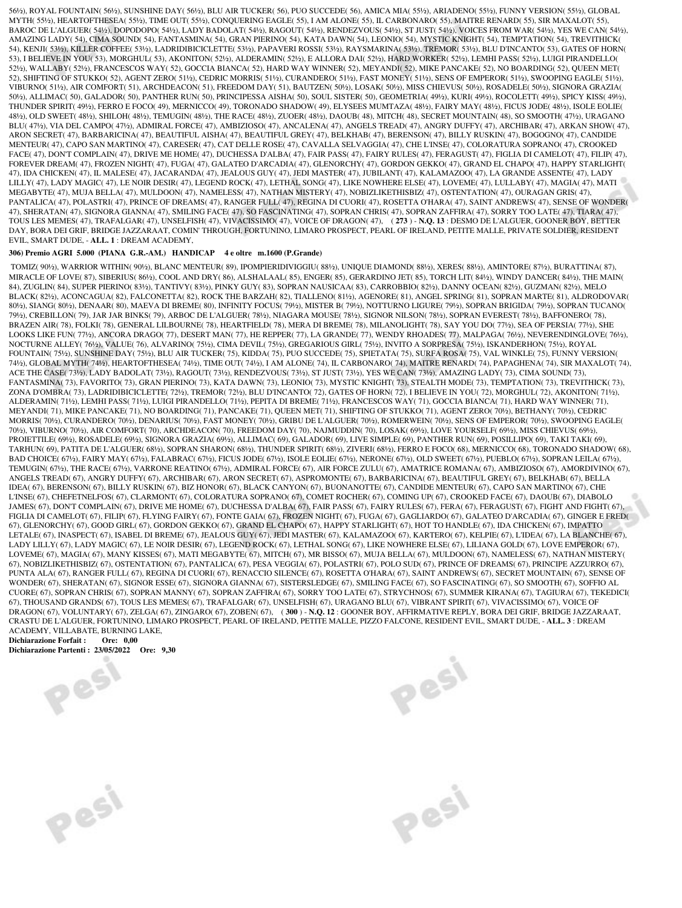56½), ROYAL FOUNTAIN( 56½), SUNSHINE DAY( 56½), BLU AIR TUCKER( 56), PUO SUCCEDE( 56), AMICA MIA( 55½), ARIADENO( 55½), FUNNY VERSION( 55½), GLOBAL MYTH( 55½), HEARTOFTHESEA( 55½), TIME OUT( 55½), CONQUERING EAGLE( 55), I AM ALONE( 55), IL CARBONARO( 55), MAITRE RENARD( 55), SIR MAXALOT( 55), BAROC DE L'ALGUER( 54½), DOPODOPO( 54½), LADY BADOLAT( 54½), RAGOUT( 54½), RENDEZVOUS( 54½), ST JUST( 54½), VOICES FROM WAR( 54½), YES WE CAN( 54½), AMAZING LADY( 54), CIMA SOUND( 54), FANTASMINA( 54), GRAN PIERINO( 54), KATA DAWN( 54), LEONIO( 54), MYSTIC KNIGHT( 54), TEMPTATION( 54), TREVITHICK( 54), KENJI( 53½), KILLER COFFEE( 53½), LADRIDIBICICLETTE( 53½), PAPAVERI ROSSI( 53½), RAYSMARINA( 53½), TREMOR( 53½), BLU D'INCANTO( 53), GATES OF HORN( 53), I BELIEVE IN YOU( 53), MORGHUL( 53), AKONITON( 52½), ALDERAMIN( 52½), E ALLORA DAI( 52½), HARD WORKER( 52½), LEMHI PASS( 52½), LUIGI PIRANDELLO( 52½), WALLABY( 52½), FRANCESCOS WAY( 52), GOCCIA BIANCA( 52), HARD WAY WINNER( 52), MEYANDI( 52), MIKE PANCAKE( 52), NO BOARDING( 52), QUEEN MET( 52), SHIFTING OF STUKKO( 52), AGENT ZERO( 51½), CEDRIC MORRIS( 51½), CURANDERO( 51½), FAST MONEY( 51½), SENS OF EMPEROR( 51½), SWOOPING EAGLE( 51½), VIBURNO( 51½), AIR COMFORT( 51), ARCHDEACON( 51), FREEDOM DAY( 51), BAUTZEN( 50½), LOSAK( 50½), MISS CHIEVUS( 50½), ROSADELE( 50½), SIGNORA GRAZIA( 50½), ALLIMAC( 50), GALADOR( 50), PANTHER RUN( 50), PRINCIPESSA AISHA( 50), SOUL SISTER( 50), GEOMETRIA( 49½), KURI( 49½), ROCOLETT( 49½), SPICY KISS( 49½), THUNDER SPIRIT( 49½), FERRO E FOCO( 49), MERNICCO( 49), TORONADO SHADOW( 49), ELYSEES MUMTAZA( 48½), FAIRY MAY( 48½), FICUS JODE( 48½), ISOLE EOLIE( 48½), OLD SWEET( 48½), SHILOH( 48½), TEMUGIN( 48½), THE RACE( 48½), ZUOER( 48½), DAOUB( 48), MITCH( 48), SECRET MOUNTAIN( 48), SO SMOOTH( 47½), URAGANO BLU( 47½), VIA DEL CAMPO( 47½), ADMIRAL FORCE( 47), AMBIZIOSO( 47), ANCALENA( 47), ANGELS TREAD( 47), ANGRY DUFFY( 47), ARCHIBAR( 47), ARKAN SHOW( 47), ARON SECRET( 47), BARBARICINA( 47), BEAUTIFUL AISHA( 47), BEAUTIFUL GREY( 47), BELKHAB( 47), BERENSON( 47), BILLY RUSKIN( 47), BOGOGNO( 47), CANDIDE MENTEUR( 47), CAPO SAN MARTINO( 47), CARESER( 47), CAT DELLE ROSE( 47), CAVALLA SELVAGGIA( 47), CHE L'INSE( 47), COLORATURA SOPRANO( 47), CROOKED FACE( 47), DON'T COMPLAIN( 47), DRIVE ME HOME( 47), DUCHESSA D'ALBA( 47), FAIR PASS( 47), FAIRY RULES( 47), FERAGUST( 47), FIGLIA DI CAMELOT( 47), FILIP( 47), FOREVER DREAM( 47), FROZEN NIGHT( 47), FUGA( 47), GALATEO D'ARCADIA( 47), GLENORCHY( 47), GORDON GEKKO( 47), GRAND EL CHAPO( 47), HAPPY STARLIGHT( 47), IDA CHICKEN( 47), IL MALESE( 47), JACARANDA( 47), JEALOUS GUY( 47), JEDI MASTER( 47), JUBILANT( 47), KALAMAZOO( 47), LA GRANDE ASSENTE( 47), LADY LILLY( 47), LADY MAGIC( 47), LE NOIR DESIR( 47), LEGEND ROCK( 47), LETHAL SONG( 47), LIKE NOWHERE ELSE( 47), LOVEME( 47), LULLABY( 47), MAGIA( 47), MATI MEGABYTE( 47), MUJA BELLA( 47), MULDOON( 47), NAMELESS( 47), NATHAN MISTERY( 47), NOBIZLIKETHISBIZ( 47), OSTENTATION( 47), OURAGAN GRIS( 47), PANTALICA( 47), POLASTRI( 47), PRINCE OF DREAMS( 47), RANGER FULL( 47), REGINA DI CUORI( 47), ROSETTA O'HARA( 47), SAINT ANDREWS( 47), SENSE OF WONDER( 47), SHERATAN( 47), SIGNORA GIANNA( 47), SMILING FACE( 47), SO FASCINATING( 47), SOPRAN CHRIS( 47), SOPRAN ZAFFIRA( 47), SORRY TOO LATE( 47), TIARA( 47), TOUS LES MEMES( 47), TRAFALGAR( 47), UNSELFISH( 47), VIVACISSIMO( 47), VOICE OF DRAGON( 47), ( **273** ) - **N.Q. 13** : DESMO DE L'ALGUER, GOONER BOY, BETTER DAY, BORA DEI GRIF, BRIDGE JAZZARAAT, COMIN' THROUGH, FORTUNINO, LIMARO PROSPECT, PEARL OF IRELAND, PETITE MALLE, PRIVATE SOLDIER, RESIDENT EVIL, SMART DUDE, - **ALL. 1** : DREAM ACADEMY,

### 306) Premio AGRI 5.000 (PIANA G.R.-AM.) HANDICAP 4 e oltre m.1600 (P.Grande)

TOMIZ( 90½), WARRIOR WITHIN( 90½), BLANC MENTEUR( 89), IPOMPIERIDIVIGGIU( 88½), UNIQUE DIAMOND( 88½), XERES( 88½), AMINTORE( 87½), BURATTINA( 87), MIRACLE OF LOVE( 87), SIBERIUS( 86½), COOL AND DRY( 86), ALSHALAAL( 85), ENGER( 85), GERARDINO JET( 85), TORCH LIT( 84½), WINDY DANCER( 84½), THE MAIN( 84), ZUGLIN( 84), SUPER PIERINO( 83½), TANTIVY( 83½), PINKY GUY( 83), SOPRAN NAUSICAA( 83), CARROBBIO( 82½), DANNY OCEAN( 82½), GUZMAN( 82½), MELO BLACK( 82½), ACONCAGUA( 82), FALCONETTA( 82), ROCK THE BARZAH( 82), TIALLENO( 81½), AGENORE( 81), ANGEL SPRING( 81), SOPRAN MARTE( 81), ALDRODOVAR( 80½), SIANG( 80½), DENAAR( 80), MAEVA DI BREME( 80), INFINITY FOCUS( 79½), MISTER B( 79½), NOTTURNO LIGURE( 79½), SOPRAN BRIGIDA( 79½), SOPRAN TUCANO( 79½), CREBILLON( 79), JAR JAR BINKS( 79), ARBOC DE L'ALGUER( 78½), NIAGARA MOUSE( 78½), SIGNOR NILSON( 78½), SOPRAN EVEREST( 78½), BAFFONERO( 78), BRAZEN AIR( 78), FOLKI( 78), GENERAL LILBOURNE( 78), HEARTFIELD( 78), MERA DI BREME( 78), MILANOLIGHT( 78), SAY YOU DO( 77½), SEA OF PERSIA( 77½), SHE LOOKS LIKE FUN( 77½), ANCORA DRAGO( 77), DESERT MAN( 77), HE REPPER( 77), LA GRANDE( 77), WENDY RHOADES( 77), MALPAGA( 76½), NEVERENDINGLOVE( 76½), NOCTURNE ALLEY( 76½), VALUE( 76), ALVARINO( 75½), CIMA DEVIL( 75½), GREGARIOUS GIRL( 75½), INVITO A SORPRESA( 75½), ISKANDERHON( 75½), ROYAL FOUNTAIN( 75½), SUNSHINE DAY( 75½), BLU AIR TUCKER( 75), KIDDA( 75), PUO SUCCEDE( 75), SPIETATA( 75), SURFA ROSA( 75), VAL WINKLE( 75), FUNNY VERSION( 74½), GLOBAL MYTH( 74½), HEARTOFTHESEA( 74½), TIME OUT( 74½), I AM ALONE( 74), IL CARBONARO( 74), MAITRE RENARD( 74), PAPAGHENA( 74), SIR MAXALOT( 74), ACE THE CASE( 73½), LADY BADOLAT( 73½), RAGOUT( 73½), RENDEZVOUS( 73½), ST JUST( 73½), YES WE CAN( 73½), AMAZING LADY( 73), CIMA SOUND( 73), FANTASMINA( 73), FAVORITO( 73), GRAN PIERINO( 73), KATA DAWN( 73), LEONIO( 73), MYSTIC KNIGHT( 73), STEALTH MODE( 73), TEMPTATION( 73), TREVITHICK( 73), ZONA D'OMBRA( 73), LADRIDIBICICLETTE( 72½), TREMOR( 72½), BLU D'INCANTO( 72), GATES OF HORN( 72), I BELIEVE IN YOU( 72), MORGHUL( 72), AKONITON( 71½), ALDERAMIN( 71½), LEMHI PASS( 71½), LUIGI PIRANDELLO( 71½), PEPITA DI BREME( 71½), FRANCESCOS WAY( 71), GOCCIA BIANCA( 71), HARD WAY WINNER( 71), MEYANDI( 71), MIKE PANCAKE( 71), NO BOARDING( 71), PANCAKE( 71), QUEEN MET( 71), SHIFTING OF STUKKO( 71), AGENT ZERO( 70½), BETHANY( 70½), CEDRIC MORRIS( 70½), CURANDERO( 70½), DENARIUS( 70½), FAST MONEY( 70½), GRIBU DE L'ALGUER( 70½), ROMERWEIN( 70½), SENS OF EMPEROR( 70½), SWOOPING EAGLE( 70½), VIBURNO( 70½), AIR COMFORT( 70), ARCHDEACON( 70), FREEDOM DAY( 70), NAJMUDDIN( 70), LOSAK( 69½), LOVE YOURSELF( 69½), MISS CHIEVUS( 69½), PROIETTILE( 69½), ROSADELE( 69½), SIGNORA GRAZIA( 69½), ALLIMAC( 69), GALADOR( 69), LIVE SIMPLE( 69), PANTHER RUN( 69), POSILLIPO( 69), TAKI TAKI( 69), TARHUN( 69), PATITA DE L'ALGUER( 68½), SOPRAN SHARON( 68½), THUNDER SPIRIT( 68½), ZIVERI( 68½), FERRO E FOCO( 68), MERNICCO( 68), TORONADO SHADOW( 68), BAD CHOICE( 67½), FAIRY MAY( 67½), FALABRAC( 67½), FICUS JODE( 67½), ISOLE EOLIE( 67½), NERONE( 67½), OLD SWEET( 67½), PUEBLO( 67½), SOPRAN LEILA( 67½), TEMUGIN( 67½), THE RACE( 67½), VARRONE REATINO( 67½), ADMIRAL FORCE( 67), AIR FORCE ZULU( 67), AMATRICE ROMANA( 67), AMBIZIOSO( 67), AMORDIVINO( 67), ANGELS TREAD( 67), ANGRY DUFFY( 67), ARCHIBAR( 67), ARON SECRET( 67), ASPROMONTE( 67), BARBARICINA( 67), BEAUTIFUL GREY( 67), BELKHAB( 67), BELLA IDEA( 67), BERENSON( 67), BILLY RUSKIN( 67), BIZ HONOR( 67), BLACK CANYON( 67), BUONANOTTE( 67), CANDIDE MENTEUR( 67), CAPO SAN MARTINO( 67), CHE L'INSE( 67), CHEFETNELFOS( 67), CLARMONT( 67), COLORATURA SOPRANO( 67), COMET ROCHER( 67), COMING UP( 67), CROOKED FACE( 67), DAOUB( 67), DIABOLO JAMES( 67), DON'T COMPLAIN( 67), DRIVE ME HOME( 67), DUCHESSA D'ALBA( 67), FAIR PASS( 67), FAIRY RULES( 67), FERA( 67), FERAGUST( 67), FIGHT AND FIGHT( 67), FIGLIA DI CAMELOT( 67), FILIP( 67), FLYING FAIRY( 67), FONTE GAIA( 67), FROZEN NIGHT( 67), FUGA( 67), GAGLIARDO( 67), GALATEO D'ARCADIA( 67), GINGER E FRED( 67), GLENORCHY( 67), GOOD GIRL( 67), GORDON GEKKO( 67), GRAND EL CHAPO( 67), HAPPY STARLIGHT( 67), HOT TO HANDLE( 67), IDA CHICKEN( 67), IMPATTO LETALE( 67), INASPECT( 67), ISABEL DI BREME( 67), JEALOUS GUY( 67), JEDI MASTER( 67), KALAMAZOO( 67), KARTERO( 67), KELPIE( 67), L'IDEA( 67), LA BLANCHE( 67), LADY LILLY( 67), LADY MAGIC( 67), LE NOIR DESIR( 67), LEGEND ROCK( 67), LETHAL SONG( 67), LIKE NOWHERE ELSE( 67), LILIANA GOLD( 67), LOVE EMPEROR( 67), LOVEME( 67), MAGIA( 67), MANY KISSES( 67), MATI MEGABYTE( 67), MITCH( 67), MR BISSO( 67), MUJA BELLA( 67), MULDOON( 67), NAMELESS( 67), NATHAN MISTERY( 67), NOBIZLIKETHISBIZ( 67), OSTENTATION( 67), PANTALICA( 67), PESA VEGGIA( 67), POLASTRI( 67), POLO SUD( 67), PRINCE OF DREAMS( 67), PRINCIPE AZZURRO( 67), PUNTA ALA( 67), RANGER FULL( 67), REGINA DI CUORI( 67), RENACCIO SILENCE( 67), ROSETTA O'HARA( 67), SAINT ANDREWS( 67), SECRET MOUNTAIN( 67), SENSE OF WONDER( 67), SHERATAN( 67), SIGNOR ESSE( 67), SIGNORA GIANNA( 67), SISTERSLEDGE( 67), SMILING FACE( 67), SO FASCINATING( 67), SO SMOOTH( 67), SOFFIO AL CUORE( 67), SOPRAN CHRIS( 67), SOPRAN MANNY( 67), SOPRAN ZAFFIRA( 67), SORRY TOO LATE( 67), STRYCHNOS( 67), SUMMER KIRANA( 67), TAGIURA( 67), TEKEDICI( 67), THOUSAND GRANDS( 67), TOUS LES MEMES( 67), TRAFALGAR( 67), UNSELFISH( 67), URAGANO BLU( 67), VIBRANT SPIRIT( 67), VIVACISSIMO( 67), VOICE OF DRAGON( 67), VOLUNTARY( 67), ZELGA( 67), ZINGARO( 67), ZOBEN( 67), ( **300** ) - **N.Q. 12** : GOONER BOY, AFFIRMATIVE REPLY, BORA DEI GRIF, BRIDGE JAZZARAAT, CRASTU DE L'ALGUER, FORTUNINO, LIMARO PROSPECT, PEARL OF IRELAND, PETITE MALLE, PIZZO FALCONE, RESIDENT EVIL, SMART DUDE, - **ALL. 3** : DREAM ACADEMY, VILLABATE, BURNING LAKE,

**Dichiarazione Forfait :** **Ore: 0,00**

**Dichiarazione Partenti : 23/05/2022 Ore: 9,30**